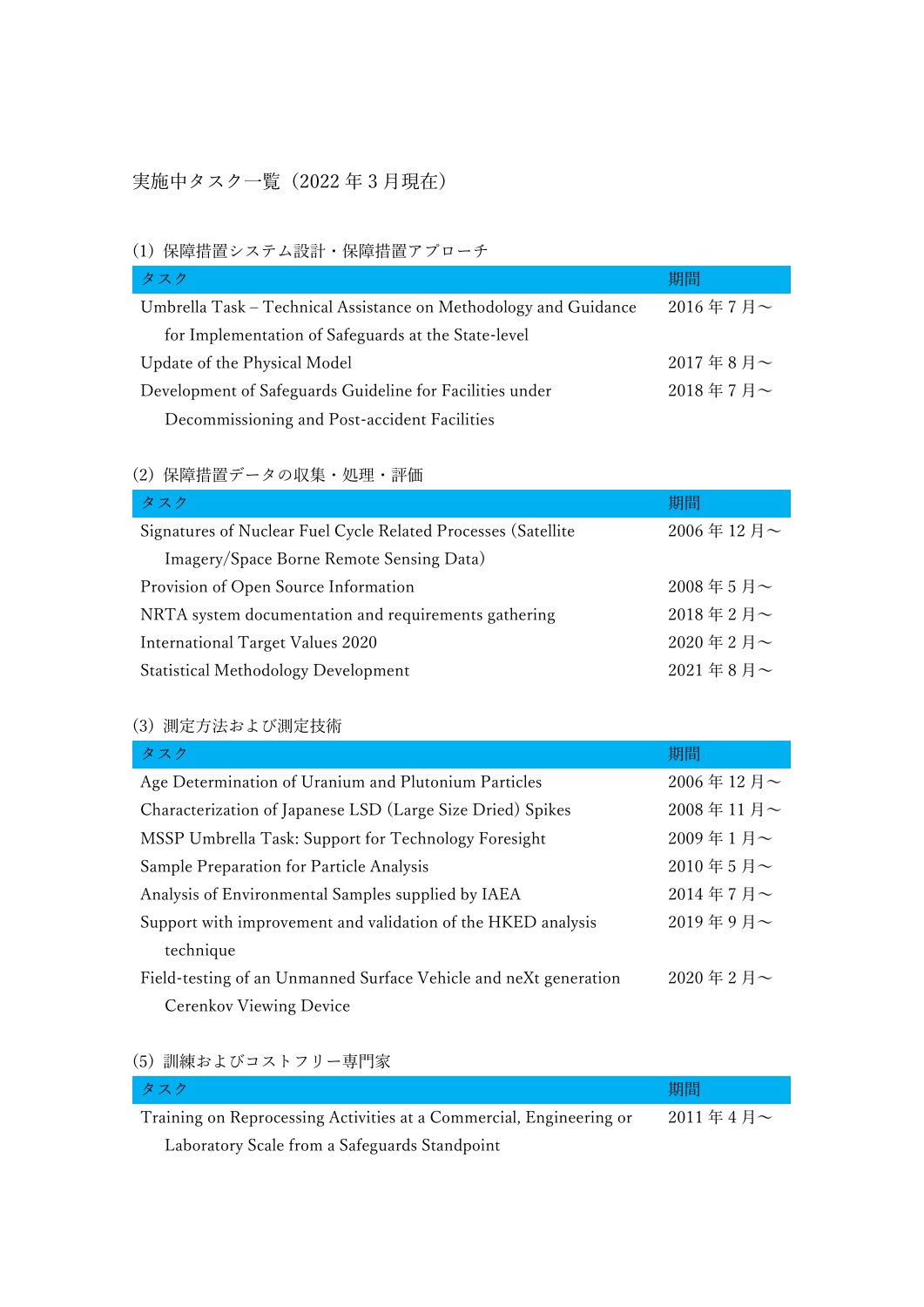# 実施中タスク一覧（2022 年 3 月現在）

## (1) 保障措置システム設計・保障措置アプローチ

| タスク | 期間 |
| --- | --- |
| Umbrella Task – Technical Assistance on Methodology and Guidance for Implementation of Safeguards at the State-level | 2016 年 7 月～ |
| Update of the Physical Model | 2017 年 8 月～ |
| Development of Safeguards Guideline for Facilities under Decommissioning and Post-accident Facilities | 2018 年 7 月～ |

## (2) 保障措置データの収集・処理・評価

| タスク | 期間 |
| --- | --- |
| Signatures of Nuclear Fuel Cycle Related Processes (Satellite Imagery/Space Borne Remote Sensing Data) | 2006 年 12 月～ |
| Provision of Open Source Information | 2008 年 5 月～ |
| NRTA system documentation and requirements gathering | 2018 年 2 月～ |
| International Target Values 2020 | 2020 年 2 月～ |
| Statistical Methodology Development | 2021 年 8 月～ |

## (3) 測定方法および測定技術

| タスク | 期間 |
| --- | --- |
| Age Determination of Uranium and Plutonium Particles | 2006 年 12 月～ |
| Characterization of Japanese LSD (Large Size Dried) Spikes | 2008 年 11 月～ |
| MSSP Umbrella Task: Support for Technology Foresight | 2009 年 1 月～ |
| Sample Preparation for Particle Analysis | 2010 年 5 月～ |
| Analysis of Environmental Samples supplied by IAEA | 2014 年 7 月～ |
| Support with improvement and validation of the HKED analysis technique | 2019 年 9 月～ |
| Field-testing of an Unmanned Surface Vehicle and neXt generation Cerenkov Viewing Device | 2020 年 2 月～ |

## (5) 訓練およびコストフリー専門家

| タスク | 期間 |
| --- | --- |
| Training on Reprocessing Activities at a Commercial, Engineering or Laboratory Scale from a Safeguards Standpoint | 2011 年 4 月～ |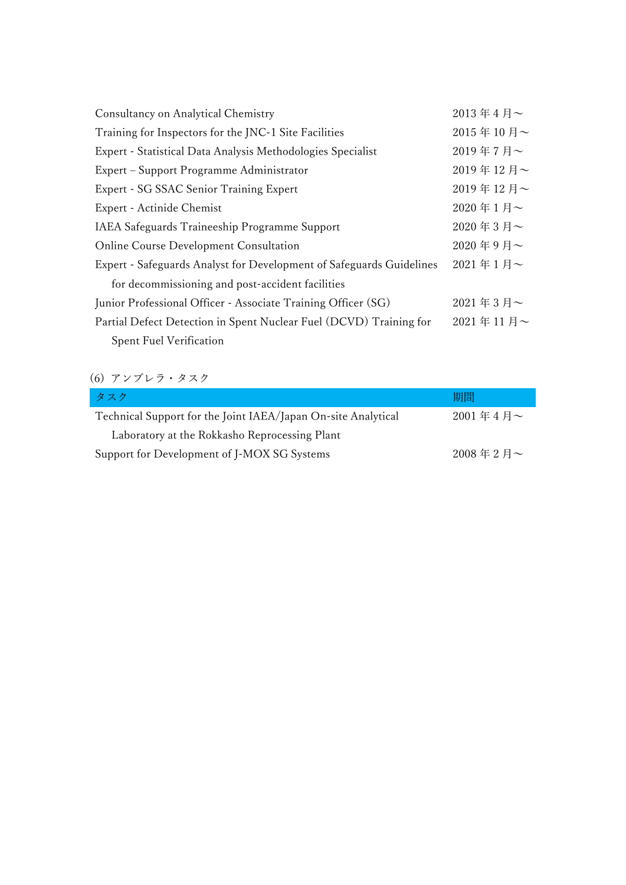| | |
|---|---|
| Consultancy on Analytical Chemistry | 2013 年 4 月～ |
| Training for Inspectors for the JNC-1 Site Facilities | 2015 年 10 月～ |
| Expert - Statistical Data Analysis Methodologies Specialist | 2019 年 7 月～ |
| Expert – Support Programme Administrator | 2019 年 12 月～ |
| Expert - SG SSAC Senior Training Expert | 2019 年 12 月～ |
| Expert - Actinide Chemist | 2020 年 1 月～ |
| IAEA Safeguards Traineeship Programme Support | 2020 年 3 月～ |
| Online Course Development Consultation | 2020 年 9 月～ |
| Expert - Safeguards Analyst for Development of Safeguards Guidelines for decommissioning and post-accident facilities | 2021 年 1 月～ |
| Junior Professional Officer - Associate Training Officer (SG) | 2021 年 3 月～ |
| Partial Defect Detection in Spent Nuclear Fuel (DCVD) Training for Spent Fuel Verification | 2021 年 11 月～ |

(6) アンブレラ・タスク

| タスク | 期間 |
|---|---|
| Technical Support for the Joint IAEA/Japan On-site Analytical Laboratory at the Rokkasho Reprocessing Plant | 2001 年 4 月～ |
| Support for Development of J-MOX SG Systems | 2008 年 2 月～ |